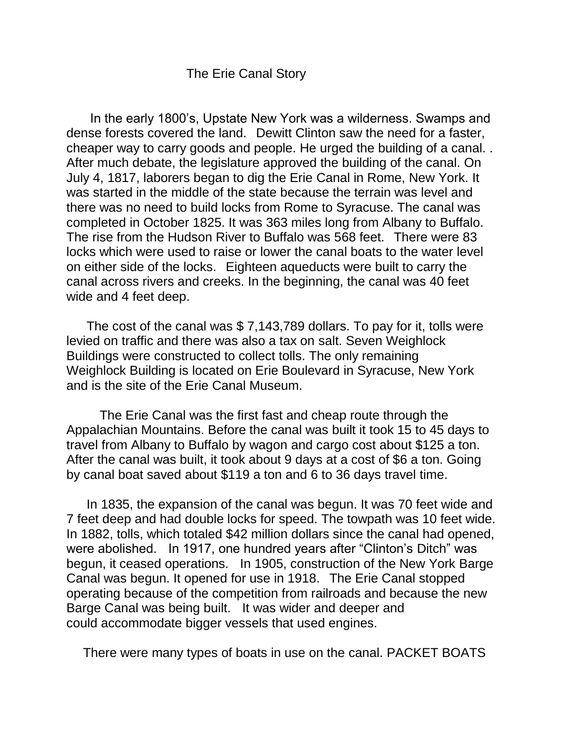# The Erie Canal Story

In the early 1800's, Upstate New York was a wilderness. Swamps and dense forests covered the land. Dewitt Clinton saw the need for a faster, cheaper way to carry goods and people. He urged the building of a canal. . After much debate, the legislature approved the building of the canal. On July 4, 1817, laborers began to dig the Erie Canal in Rome, New York. It was started in the middle of the state because the terrain was level and there was no need to build locks from Rome to Syracuse. The canal was completed in October 1825. It was 363 miles long from Albany to Buffalo. The rise from the Hudson River to Buffalo was 568 feet. There were 83 locks which were used to raise or lower the canal boats to the water level on either side of the locks. Eighteen aqueducts were built to carry the canal across rivers and creeks. In the beginning, the canal was 40 feet wide and 4 feet deep.

The cost of the canal was $ 7,143,789 dollars. To pay for it, tolls were levied on traffic and there was also a tax on salt. Seven Weighlock Buildings were constructed to collect tolls. The only remaining Weighlock Building is located on Erie Boulevard in Syracuse, New York and is the site of the Erie Canal Museum.

The Erie Canal was the first fast and cheap route through the Appalachian Mountains. Before the canal was built it took 15 to 45 days to travel from Albany to Buffalo by wagon and cargo cost about $125 a ton. After the canal was built, it took about 9 days at a cost of $6 a ton. Going by canal boat saved about $119 a ton and 6 to 36 days travel time.

In 1835, the expansion of the canal was begun. It was 70 feet wide and 7 feet deep and had double locks for speed. The towpath was 10 feet wide. In 1882, tolls, which totaled $42 million dollars since the canal had opened, were abolished. In 1917, one hundred years after "Clinton's Ditch" was begun, it ceased operations. In 1905, construction of the New York Barge Canal was begun. It opened for use in 1918. The Erie Canal stopped operating because of the competition from railroads and because the new Barge Canal was being built. It was wider and deeper and could accommodate bigger vessels that used engines.

There were many types of boats in use on the canal. PACKET BOATS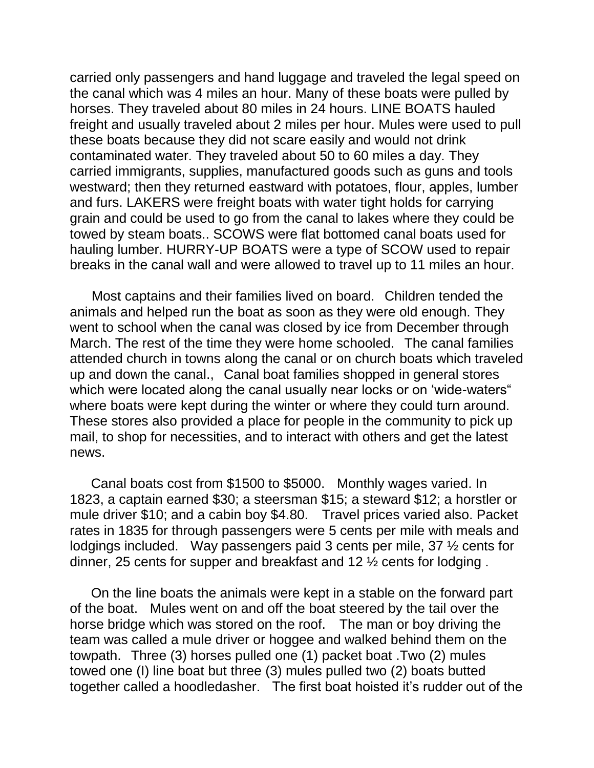carried only passengers and hand luggage and traveled the legal speed on the canal which was 4 miles an hour. Many of these boats were pulled by horses. They traveled about 80 miles in 24 hours. LINE BOATS hauled freight and usually traveled about 2 miles per hour. Mules were used to pull these boats because they did not scare easily and would not drink contaminated water. They traveled about 50 to 60 miles a day. They carried immigrants, supplies, manufactured goods such as guns and tools westward; then they returned eastward with potatoes, flour, apples, lumber and furs. LAKERS were freight boats with water tight holds for carrying grain and could be used to go from the canal to lakes where they could be towed by steam boats.. SCOWS were flat bottomed canal boats used for hauling lumber. HURRY-UP BOATS were a type of SCOW used to repair breaks in the canal wall and were allowed to travel up to 11 miles an hour.

Most captains and their families lived on board. Children tended the animals and helped run the boat as soon as they were old enough. They went to school when the canal was closed by ice from December through March. The rest of the time they were home schooled. The canal families attended church in towns along the canal or on church boats which traveled up and down the canal., Canal boat families shopped in general stores which were located along the canal usually near locks or on 'wide-waters" where boats were kept during the winter or where they could turn around. These stores also provided a place for people in the community to pick up mail, to shop for necessities, and to interact with others and get the latest news.

Canal boats cost from $1500 to $5000. Monthly wages varied. In 1823, a captain earned $30; a steersman $15; a steward $12; a horstler or mule driver $10; and a cabin boy $4.80. Travel prices varied also. Packet rates in 1835 for through passengers were 5 cents per mile with meals and lodgings included. Way passengers paid 3 cents per mile, 37 ½ cents for dinner, 25 cents for supper and breakfast and 12 ½ cents for lodging .

On the line boats the animals were kept in a stable on the forward part of the boat. Mules went on and off the boat steered by the tail over the horse bridge which was stored on the roof. The man or boy driving the team was called a mule driver or hoggee and walked behind them on the towpath. Three (3) horses pulled one (1) packet boat .Two (2) mules towed one (I) line boat but three (3) mules pulled two (2) boats butted together called a hoodledasher. The first boat hoisted it's rudder out of the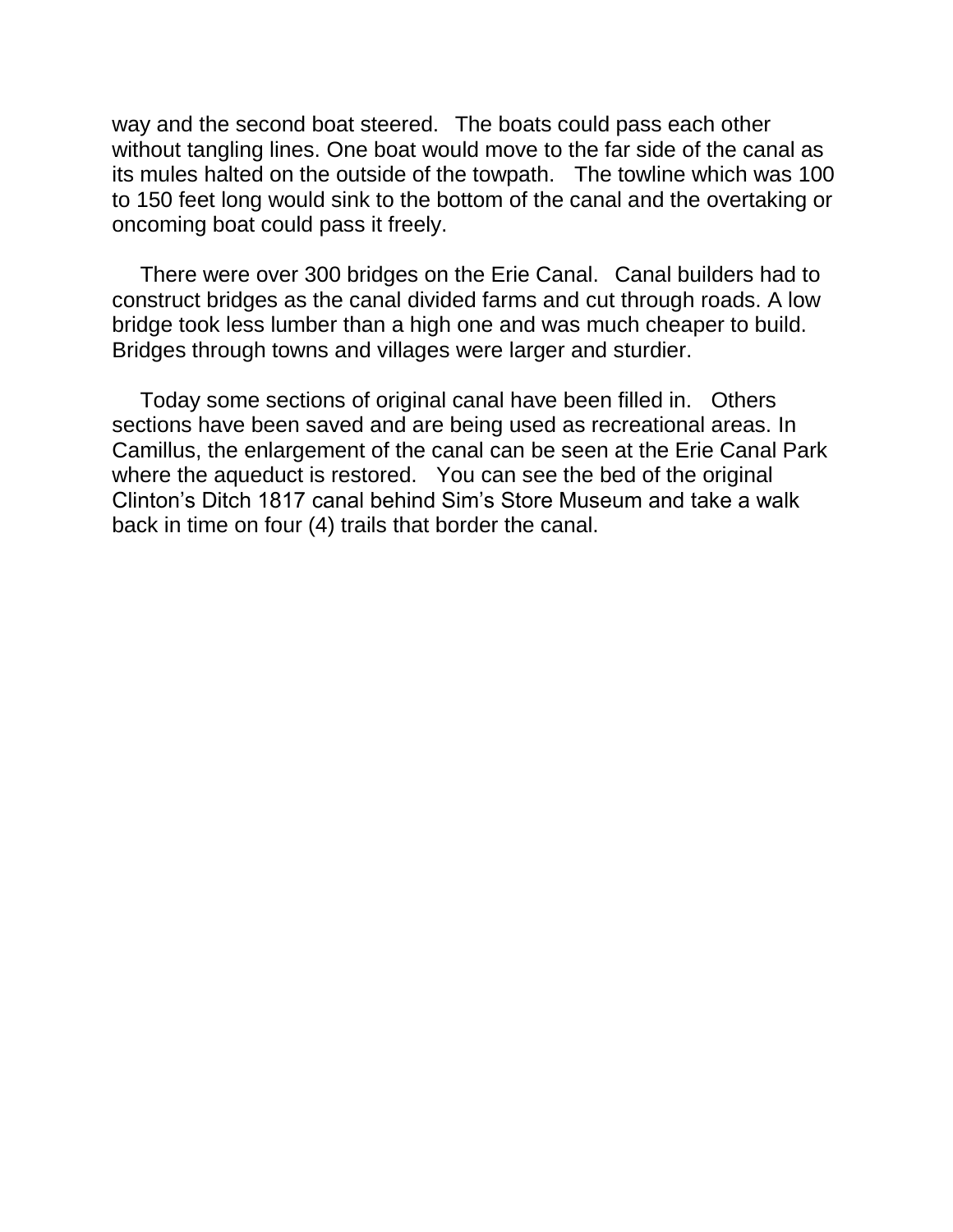way and the second boat steered. The boats could pass each other without tangling lines. One boat would move to the far side of the canal as its mules halted on the outside of the towpath. The towline which was 100 to 150 feet long would sink to the bottom of the canal and the overtaking or oncoming boat could pass it freely.

There were over 300 bridges on the Erie Canal. Canal builders had to construct bridges as the canal divided farms and cut through roads. A low bridge took less lumber than a high one and was much cheaper to build. Bridges through towns and villages were larger and sturdier.

Today some sections of original canal have been filled in. Others sections have been saved and are being used as recreational areas. In Camillus, the enlargement of the canal can be seen at the Erie Canal Park where the aqueduct is restored. You can see the bed of the original Clinton's Ditch 1817 canal behind Sim's Store Museum and take a walk back in time on four (4) trails that border the canal.